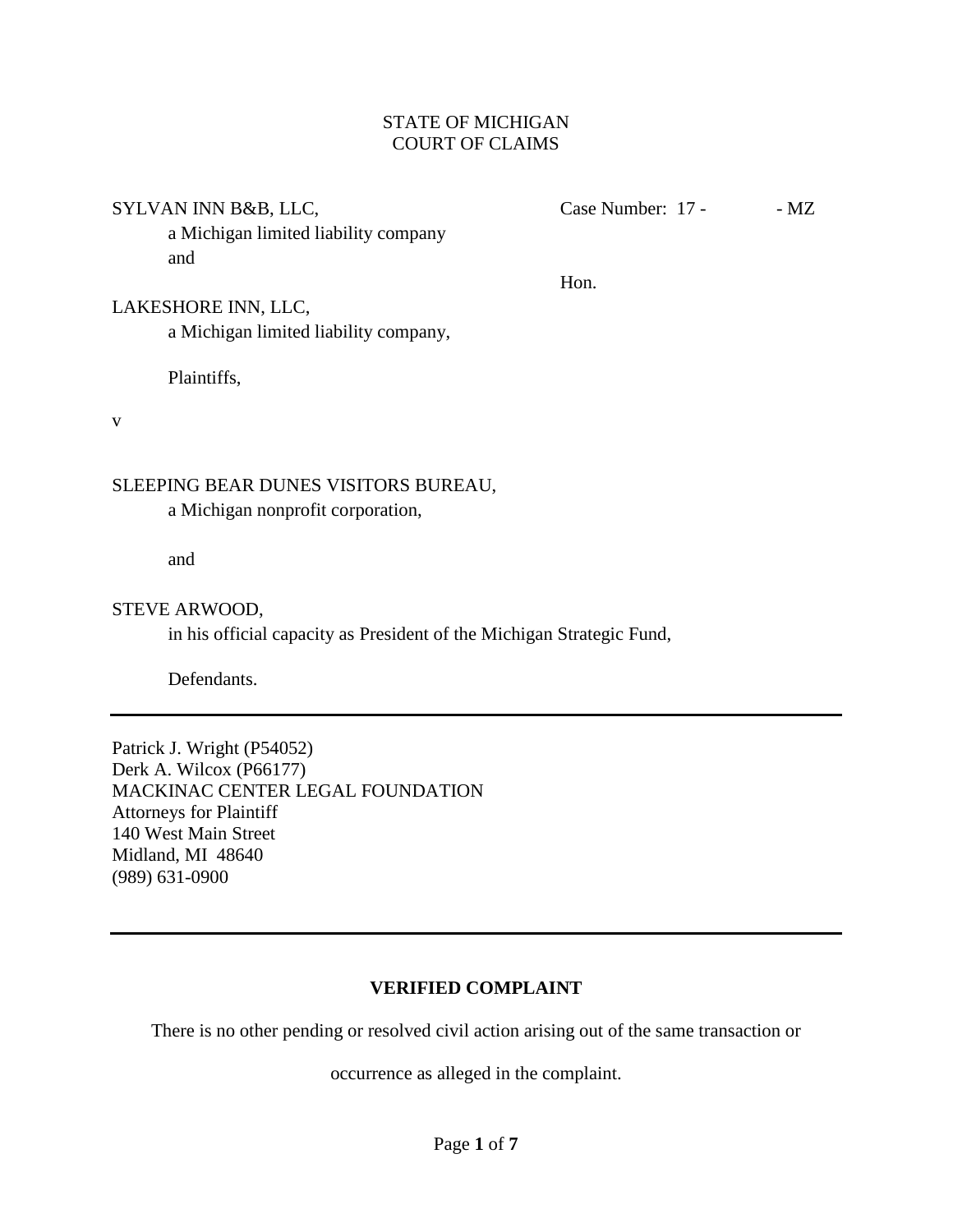STATE OF MICHIGAN
COURT OF CLAIMS

SYLVAN INN B&B, LLC,
a Michigan limited liability company
and

LAKESHORE INN, LLC,
a Michigan limited liability company,

Plaintiffs,

v

SLEEPING BEAR DUNES VISITORS BUREAU,
a Michigan nonprofit corporation,

and

STEVE ARWOOD,
in his official capacity as President of the Michigan Strategic Fund,

Defendants.

Case Number: 17 - - MZ

Hon.

---

Patrick J. Wright (P54052)
Derk A. Wilcox (P66177)
MACKINAC CENTER LEGAL FOUNDATION
Attorneys for Plaintiff
140 West Main Street
Midland, MI 48640
(989) 631-0900

---

## VERIFIED COMPLAINT

There is no other pending or resolved civil action arising out of the same transaction or occurrence as alleged in the complaint.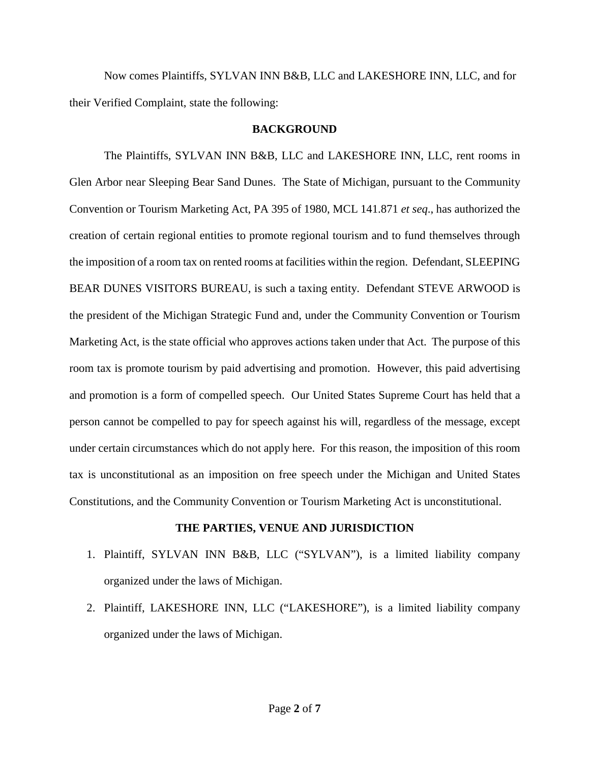Now comes Plaintiffs, SYLVAN INN B&B, LLC and LAKESHORE INN, LLC, and for their Verified Complaint, state the following:

## BACKGROUND

The Plaintiffs, SYLVAN INN B&B, LLC and LAKESHORE INN, LLC, rent rooms in Glen Arbor near Sleeping Bear Sand Dunes. The State of Michigan, pursuant to the Community Convention or Tourism Marketing Act, PA 395 of 1980, MCL 141.871 *et seq*., has authorized the creation of certain regional entities to promote regional tourism and to fund themselves through the imposition of a room tax on rented rooms at facilities within the region. Defendant, SLEEPING BEAR DUNES VISITORS BUREAU, is such a taxing entity. Defendant STEVE ARWOOD is the president of the Michigan Strategic Fund and, under the Community Convention or Tourism Marketing Act, is the state official who approves actions taken under that Act. The purpose of this room tax is promote tourism by paid advertising and promotion. However, this paid advertising and promotion is a form of compelled speech. Our United States Supreme Court has held that a person cannot be compelled to pay for speech against his will, regardless of the message, except under certain circumstances which do not apply here. For this reason, the imposition of this room tax is unconstitutional as an imposition on free speech under the Michigan and United States Constitutions, and the Community Convention or Tourism Marketing Act is unconstitutional.

## THE PARTIES, VENUE AND JURISDICTION

1. Plaintiff, SYLVAN INN B&B, LLC ("SYLVAN"), is a limited liability company organized under the laws of Michigan.
2. Plaintiff, LAKESHORE INN, LLC ("LAKESHORE"), is a limited liability company organized under the laws of Michigan.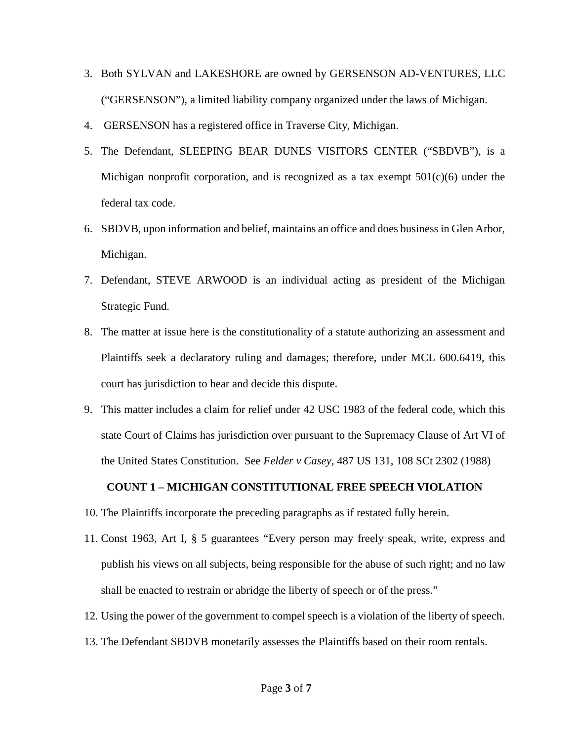3. Both SYLVAN and LAKESHORE are owned by GERSENSON AD-VENTURES, LLC ("GERSENSON"), a limited liability company organized under the laws of Michigan.
4. GERSENSON has a registered office in Traverse City, Michigan.
5. The Defendant, SLEEPING BEAR DUNES VISITORS CENTER ("SBDVB"), is a Michigan nonprofit corporation, and is recognized as a tax exempt 501(c)(6) under the federal tax code.
6. SBDVB, upon information and belief, maintains an office and does business in Glen Arbor, Michigan.
7. Defendant, STEVE ARWOOD is an individual acting as president of the Michigan Strategic Fund.
8. The matter at issue here is the constitutionality of a statute authorizing an assessment and Plaintiffs seek a declaratory ruling and damages; therefore, under MCL 600.6419, this court has jurisdiction to hear and decide this dispute.
9. This matter includes a claim for relief under 42 USC 1983 of the federal code, which this state Court of Claims has jurisdiction over pursuant to the Supremacy Clause of Art VI of the United States Constitution. See *Felder v Casey*, 487 US 131, 108 SCt 2302 (1988)

**COUNT 1 – MICHIGAN CONSTITUTIONAL FREE SPEECH VIOLATION**

10. The Plaintiffs incorporate the preceding paragraphs as if restated fully herein.
11. Const 1963, Art I, § 5 guarantees "Every person may freely speak, write, express and publish his views on all subjects, being responsible for the abuse of such right; and no law shall be enacted to restrain or abridge the liberty of speech or of the press."
12. Using the power of the government to compel speech is a violation of the liberty of speech.
13. The Defendant SBDVB monetarily assesses the Plaintiffs based on their room rentals.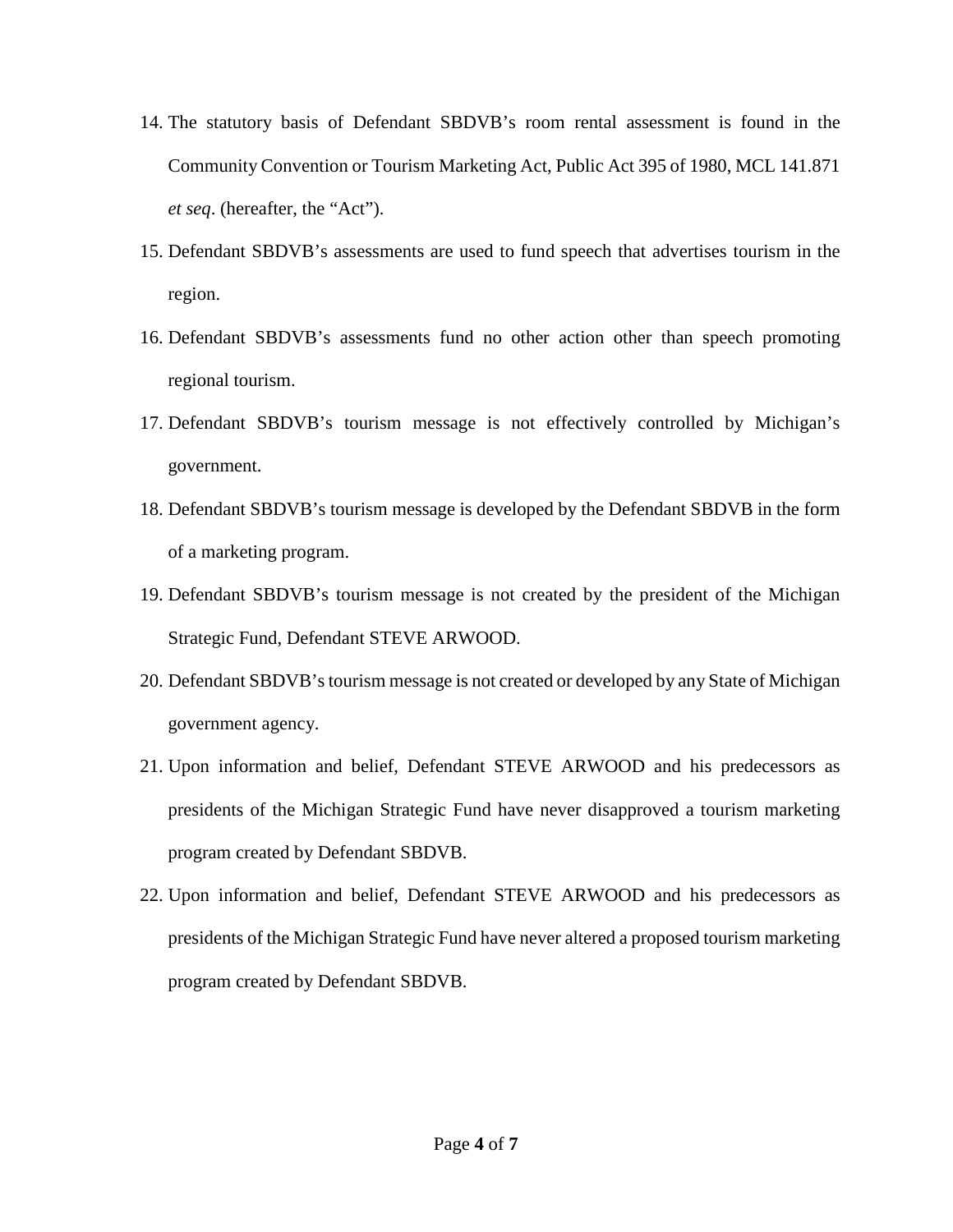14. The statutory basis of Defendant SBDVB's room rental assessment is found in the Community Convention or Tourism Marketing Act, Public Act 395 of 1980, MCL 141.871 *et seq*. (hereafter, the "Act").
15. Defendant SBDVB's assessments are used to fund speech that advertises tourism in the region.
16. Defendant SBDVB's assessments fund no other action other than speech promoting regional tourism.
17. Defendant SBDVB's tourism message is not effectively controlled by Michigan's government.
18. Defendant SBDVB's tourism message is developed by the Defendant SBDVB in the form of a marketing program.
19. Defendant SBDVB's tourism message is not created by the president of the Michigan Strategic Fund, Defendant STEVE ARWOOD.
20. Defendant SBDVB's tourism message is not created or developed by any State of Michigan government agency.
21. Upon information and belief, Defendant STEVE ARWOOD and his predecessors as presidents of the Michigan Strategic Fund have never disapproved a tourism marketing program created by Defendant SBDVB.
22. Upon information and belief, Defendant STEVE ARWOOD and his predecessors as presidents of the Michigan Strategic Fund have never altered a proposed tourism marketing program created by Defendant SBDVB.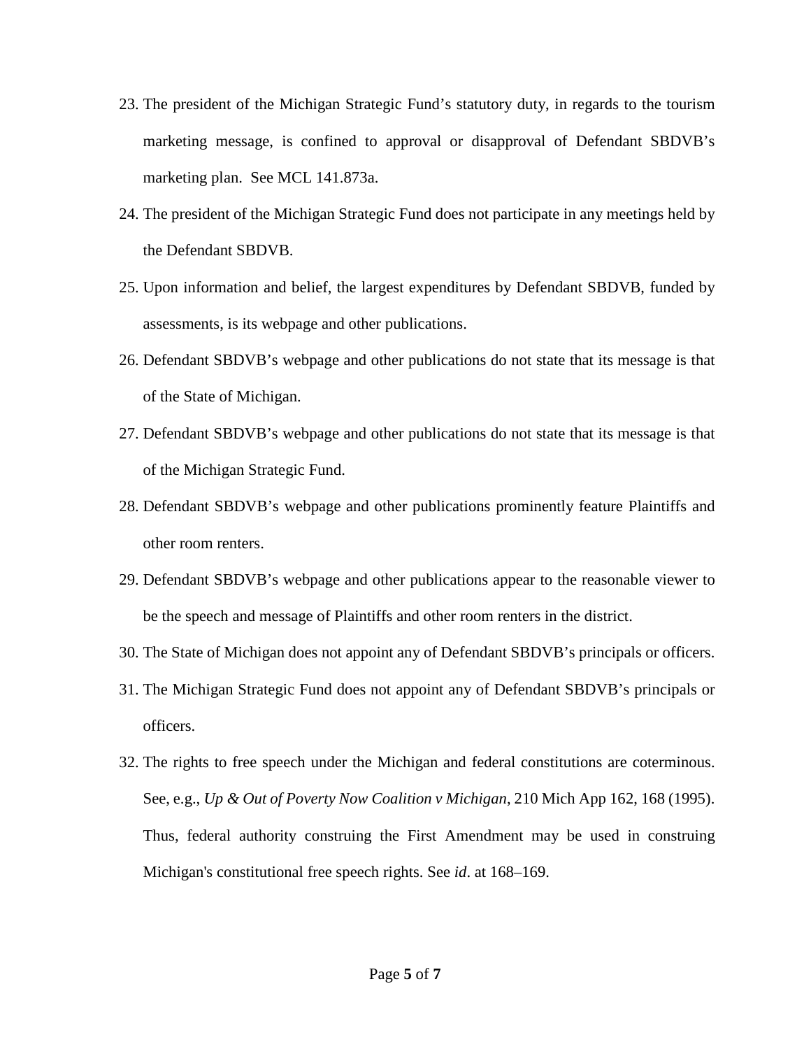23. The president of the Michigan Strategic Fund's statutory duty, in regards to the tourism marketing message, is confined to approval or disapproval of Defendant SBDVB's marketing plan. See MCL 141.873a.
24. The president of the Michigan Strategic Fund does not participate in any meetings held by the Defendant SBDVB.
25. Upon information and belief, the largest expenditures by Defendant SBDVB, funded by assessments, is its webpage and other publications.
26. Defendant SBDVB's webpage and other publications do not state that its message is that of the State of Michigan.
27. Defendant SBDVB's webpage and other publications do not state that its message is that of the Michigan Strategic Fund.
28. Defendant SBDVB's webpage and other publications prominently feature Plaintiffs and other room renters.
29. Defendant SBDVB's webpage and other publications appear to the reasonable viewer to be the speech and message of Plaintiffs and other room renters in the district.
30. The State of Michigan does not appoint any of Defendant SBDVB's principals or officers.
31. The Michigan Strategic Fund does not appoint any of Defendant SBDVB's principals or officers.
32. The rights to free speech under the Michigan and federal constitutions are coterminous. See, e.g., *Up & Out of Poverty Now Coalition v Michigan*, 210 Mich App 162, 168 (1995). Thus, federal authority construing the First Amendment may be used in construing Michigan's constitutional free speech rights. See *id*. at 168–169.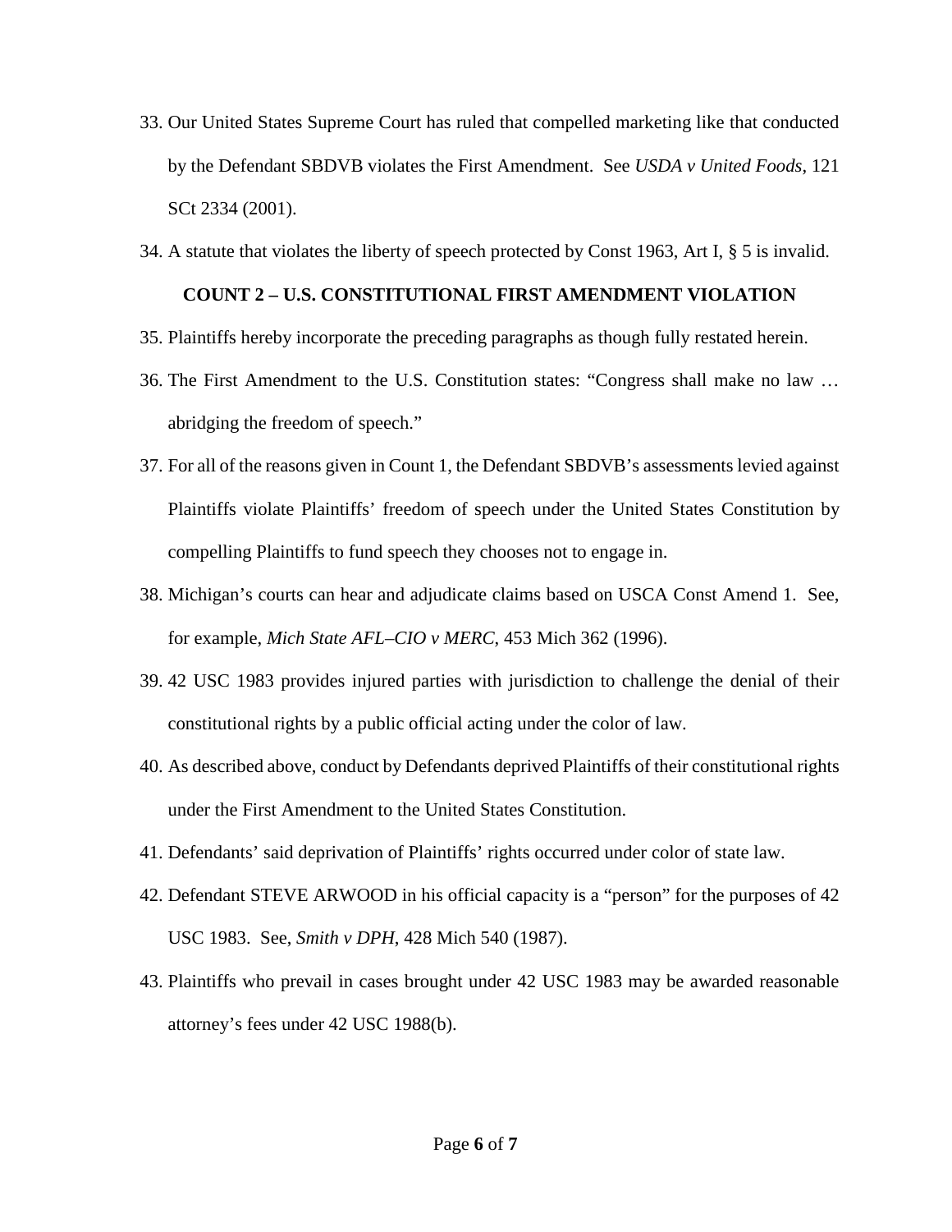33. Our United States Supreme Court has ruled that compelled marketing like that conducted by the Defendant SBDVB violates the First Amendment. See *USDA v United Foods*, 121 SCt 2334 (2001).

34. A statute that violates the liberty of speech protected by Const 1963, Art I, § 5 is invalid.

**COUNT 2 – U.S. CONSTITUTIONAL FIRST AMENDMENT VIOLATION**

35. Plaintiffs hereby incorporate the preceding paragraphs as though fully restated herein.

36. The First Amendment to the U.S. Constitution states: "Congress shall make no law … abridging the freedom of speech."

37. For all of the reasons given in Count 1, the Defendant SBDVB's assessments levied against Plaintiffs violate Plaintiffs' freedom of speech under the United States Constitution by compelling Plaintiffs to fund speech they chooses not to engage in.

38. Michigan's courts can hear and adjudicate claims based on USCA Const Amend 1. See, for example, *Mich State AFL–CIO v MERC*, 453 Mich 362 (1996).

39. 42 USC 1983 provides injured parties with jurisdiction to challenge the denial of their constitutional rights by a public official acting under the color of law.

40. As described above, conduct by Defendants deprived Plaintiffs of their constitutional rights under the First Amendment to the United States Constitution.

41. Defendants' said deprivation of Plaintiffs' rights occurred under color of state law.

42. Defendant STEVE ARWOOD in his official capacity is a "person" for the purposes of 42 USC 1983. See, *Smith v DPH*, 428 Mich 540 (1987).

43. Plaintiffs who prevail in cases brought under 42 USC 1983 may be awarded reasonable attorney's fees under 42 USC 1988(b).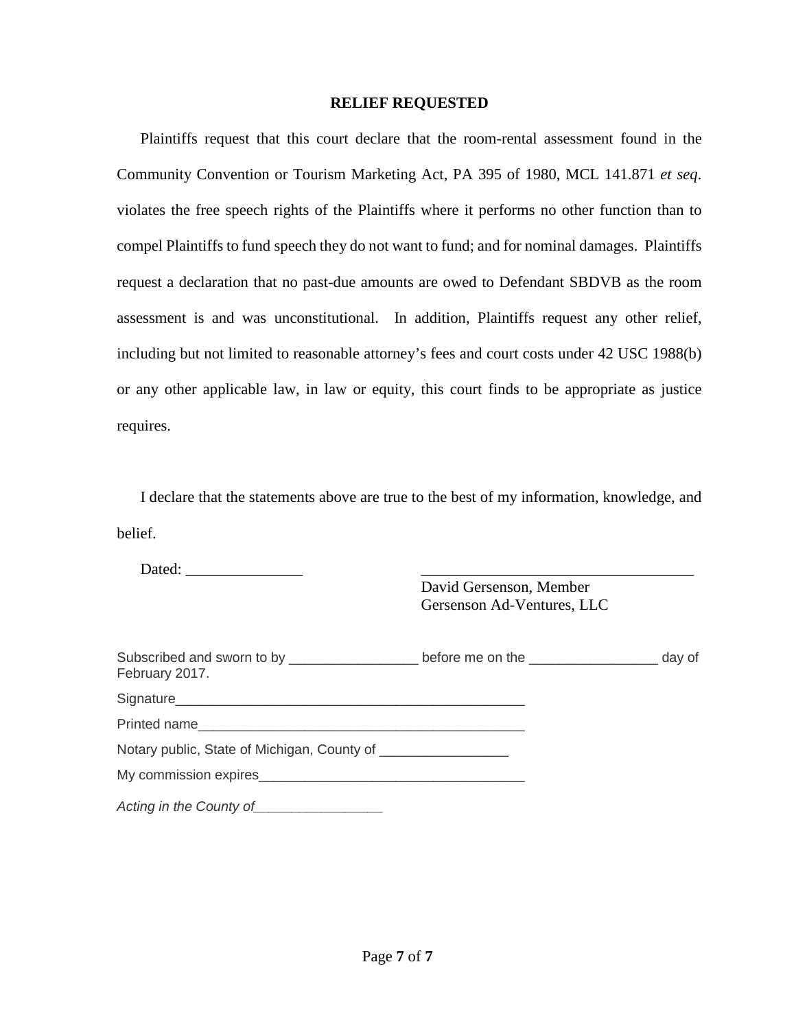## RELIEF REQUESTED

Plaintiffs request that this court declare that the room-rental assessment found in the Community Convention or Tourism Marketing Act, PA 395 of 1980, MCL 141.871 *et seq*. violates the free speech rights of the Plaintiffs where it performs no other function than to compel Plaintiffs to fund speech they do not want to fund; and for nominal damages. Plaintiffs request a declaration that no past-due amounts are owed to Defendant SBDVB as the room assessment is and was unconstitutional. In addition, Plaintiffs request any other relief, including but not limited to reasonable attorney's fees and court costs under 42 USC 1988(b) or any other applicable law, in law or equity, this court finds to be appropriate as justice requires.

I declare that the statements above are true to the best of my information, knowledge, and belief.

Dated: _______________ ___________________________________

David Gersenson, Member
Gersenson Ad-Ventures, LLC

Subscribed and sworn to by _________________ before me on the _________________ day of February 2017.

Signature_______________________________________________

Printed name____________________________________________

Notary public, State of Michigan, County of _________________

My commission expires__________________________________

*Acting in the County of_________________*